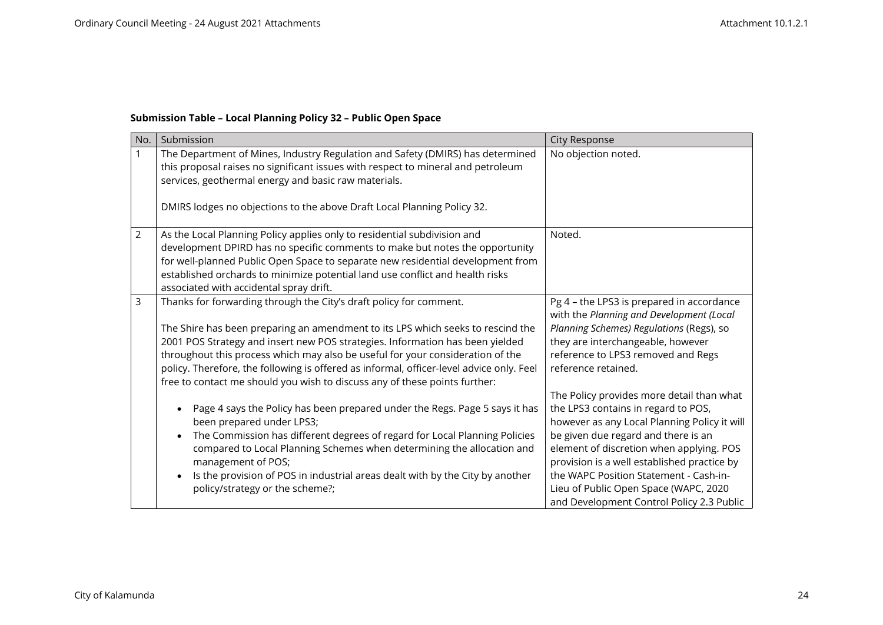**Submission Table – Local Planning Policy 32 – Public Open Space**

| No. | Submission | City Response |
|---|---|---|
| 1 | The Department of Mines, Industry Regulation and Safety (DMIRS) has determined this proposal raises no significant issues with respect to mineral and petroleum services, geothermal energy and basic raw materials.<br><br>DMIRS lodges no objections to the above Draft Local Planning Policy 32. | No objection noted. |
| 2 | As the Local Planning Policy applies only to residential subdivision and development DPIRD has no specific comments to make but notes the opportunity for well-planned Public Open Space to separate new residential development from established orchards to minimize potential land use conflict and health risks associated with accidental spray drift. | Noted. |
| 3 | Thanks for forwarding through the City's draft policy for comment.<br><br>The Shire has been preparing an amendment to its LPS which seeks to rescind the 2001 POS Strategy and insert new POS strategies. Information has been yielded throughout this process which may also be useful for your consideration of the policy. Therefore, the following is offered as informal, officer-level advice only. Feel free to contact me should you wish to discuss any of these points further:<br><br>• Page 4 says the Policy has been prepared under the Regs. Page 5 says it has been prepared under LPS3;<br>• The Commission has different degrees of regard for Local Planning Policies compared to Local Planning Schemes when determining the allocation and management of POS;<br>• Is the provision of POS in industrial areas dealt with by the City by another policy/strategy or the scheme?; | Pg 4 – the LPS3 is prepared in accordance with the *Planning and Development (Local Planning Schemes) Regulations* (Regs), so they are interchangeable, however reference to LPS3 removed and Regs reference retained.<br><br>The Policy provides more detail than what the LPS3 contains in regard to POS, however as any Local Planning Policy it will be given due regard and there is an element of discretion when applying. POS provision is a well established practice by the WAPC Position Statement - Cash-in-Lieu of Public Open Space (WAPC, 2020 and Development Control Policy 2.3 Public |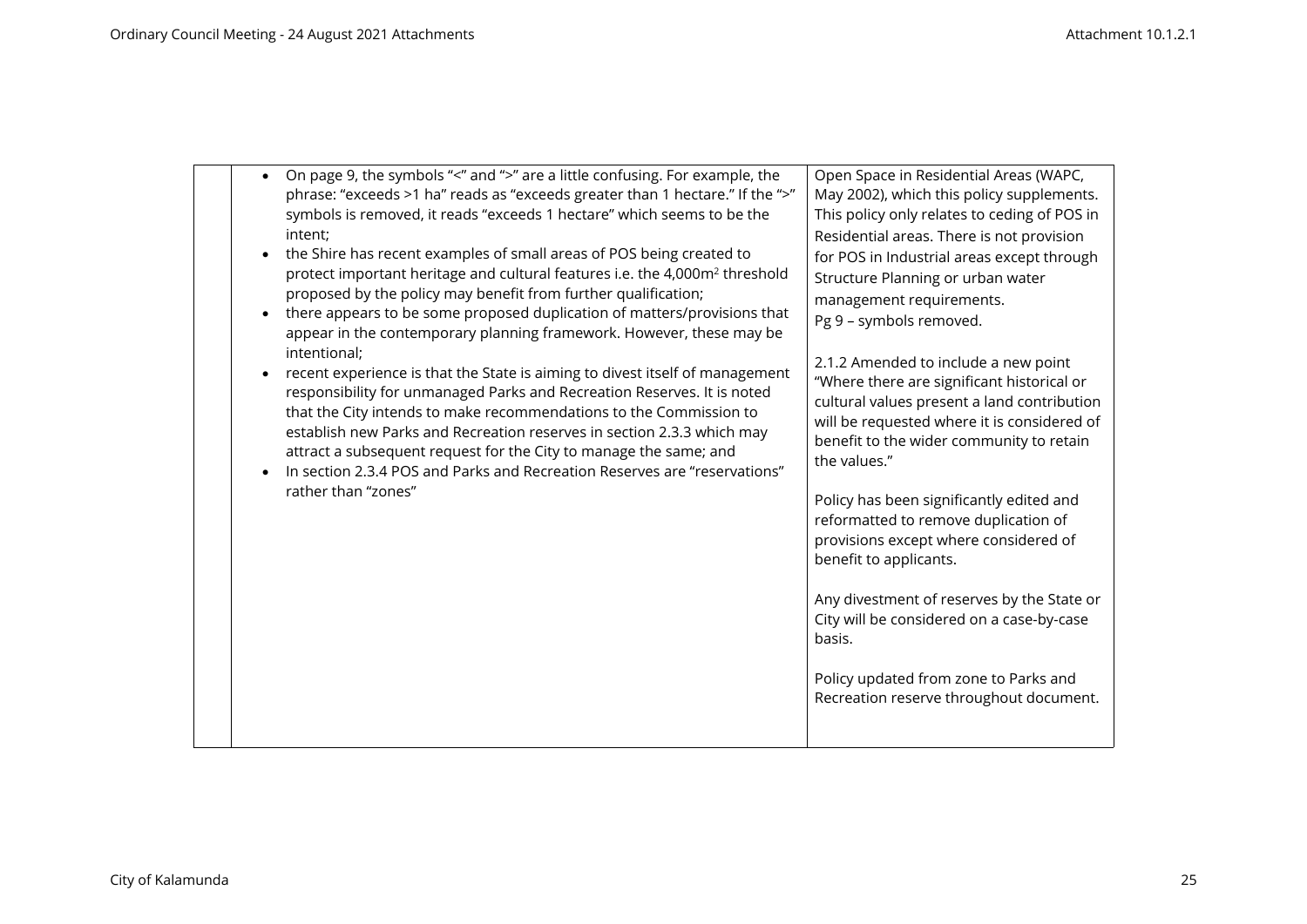|  | • On page 9, the symbols "<" and ">" are a little confusing. For example, the phrase: "exceeds >1 ha" reads as "exceeds greater than 1 hectare." If the ">" symbols is removed, it reads "exceeds 1 hectare" which seems to be the intent;<br>• the Shire has recent examples of small areas of POS being created to protect important heritage and cultural features i.e. the 4,000m[2] threshold proposed by the policy may benefit from further qualification;<br>• there appears to be some proposed duplication of matters/provisions that appear in the contemporary planning framework. However, these may be intentional;<br>• recent experience is that the State is aiming to divest itself of management responsibility for unmanaged Parks and Recreation Reserves. It is noted that the City intends to make recommendations to the Commission to establish new Parks and Recreation reserves in section 2.3.3 which may attract a subsequent request for the City to manage the same; and<br>• In section 2.3.4 POS and Parks and Recreation Reserves are "reservations" rather than "zones" | Open Space in Residential Areas (WAPC, May 2002), which this policy supplements. This policy only relates to ceding of POS in Residential areas. There is not provision for POS in Industrial areas except through Structure Planning or urban water management requirements.<br>Pg 9 – symbols removed.<br><br>2.1.2 Amended to include a new point "Where there are significant historical or cultural values present a land contribution will be requested where it is considered of benefit to the wider community to retain the values."<br><br>Policy has been significantly edited and reformatted to remove duplication of provisions except where considered of benefit to applicants.<br><br>Any divestment of reserves by the State or City will be considered on a case-by-case basis.<br><br>Policy updated from zone to Parks and Recreation reserve throughout document. |
|---|---|---|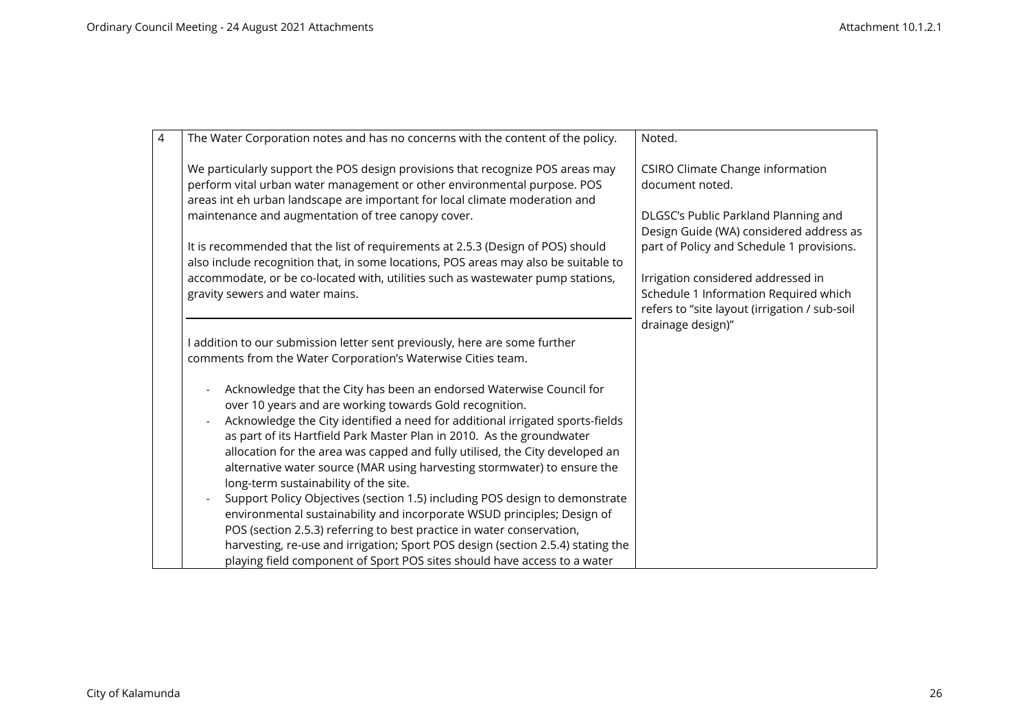| | | |
|---|---|---|
| 4 | The Water Corporation notes and has no concerns with the content of the policy.<br><br>We particularly support the POS design provisions that recognize POS areas may perform vital urban water management or other environmental purpose. POS areas int eh urban landscape are important for local climate moderation and maintenance and augmentation of tree canopy cover.<br><br>It is recommended that the list of requirements at 2.5.3 (Design of POS) should also include recognition that, in some locations, POS areas may also be suitable to accommodate, or be co-located with, utilities such as wastewater pump stations, gravity sewers and water mains.<br><br>---<br><br>I addition to our submission letter sent previously, here are some further comments from the Water Corporation's Waterwise Cities team.<br><br>- Acknowledge that the City has been an endorsed Waterwise Council for over 10 years and are working towards Gold recognition.<br>- Acknowledge the City identified a need for additional irrigated sports-fields as part of its Hartfield Park Master Plan in 2010. As the groundwater allocation for the area was capped and fully utilised, the City developed an alternative water source (MAR using harvesting stormwater) to ensure the long-term sustainability of the site.<br>- Support Policy Objectives (section 1.5) including POS design to demonstrate environmental sustainability and incorporate WSUD principles; Design of POS (section 2.5.3) referring to best practice in water conservation, harvesting, re-use and irrigation; Sport POS design (section 2.5.4) stating the playing field component of Sport POS sites should have access to a water | Noted.<br><br>CSIRO Climate Change information document noted.<br><br>DLGSC's Public Parkland Planning and Design Guide (WA) considered address as part of Policy and Schedule 1 provisions.<br><br>Irrigation considered addressed in Schedule 1 Information Required which refers to "site layout (irrigation / sub-soil drainage design)" |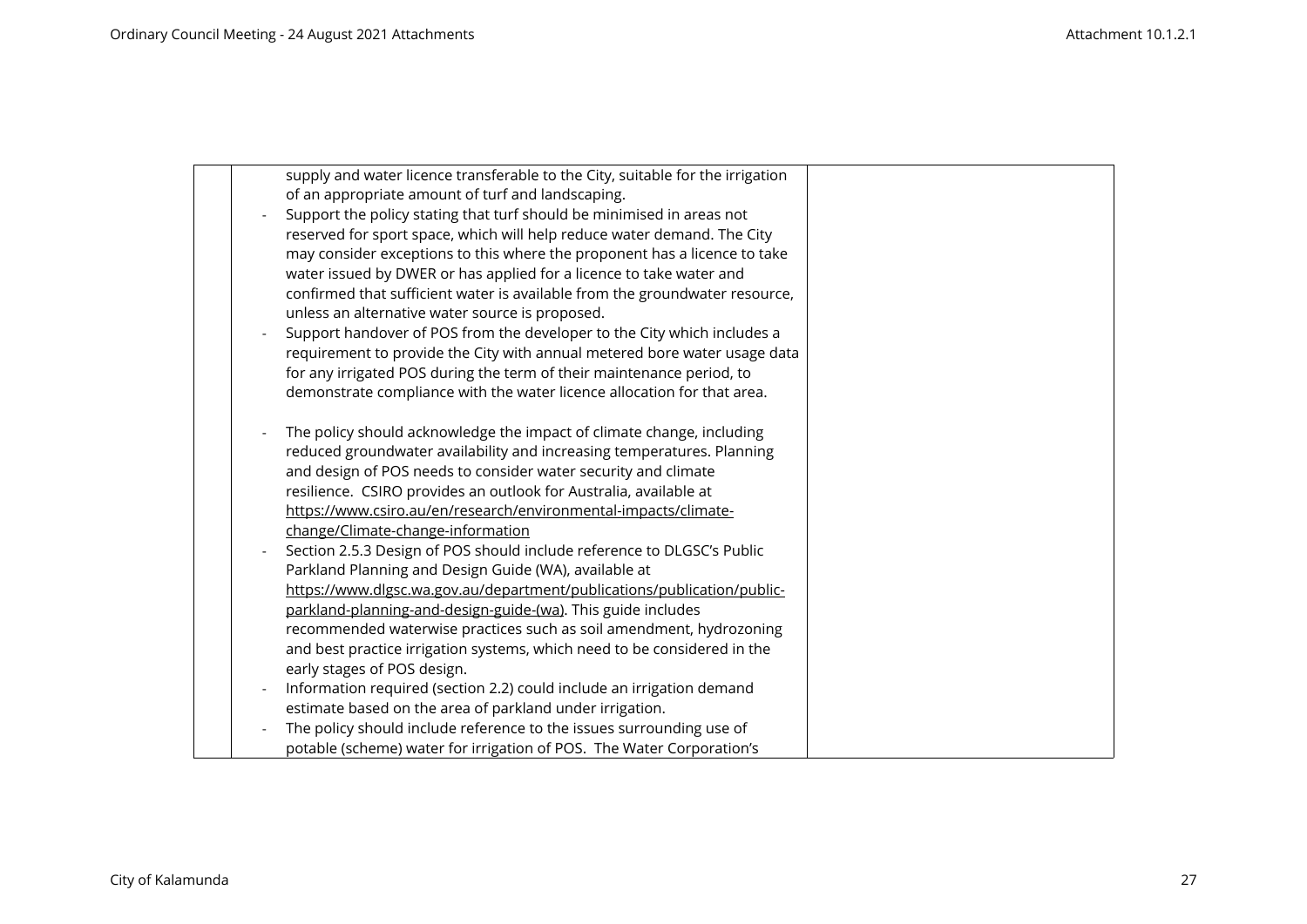| | | |
|---|---|---|
| | supply and water licence transferable to the City, suitable for the irrigation of an appropriate amount of turf and landscaping.<br>- Support the policy stating that turf should be minimised in areas not reserved for sport space, which will help reduce water demand. The City may consider exceptions to this where the proponent has a licence to take water issued by DWER or has applied for a licence to take water and confirmed that sufficient water is available from the groundwater resource, unless an alternative water source is proposed.<br>- Support handover of POS from the developer to the City which includes a requirement to provide the City with annual metered bore water usage data for any irrigated POS during the term of their maintenance period, to demonstrate compliance with the water licence allocation for that area.<br><br>- The policy should acknowledge the impact of climate change, including reduced groundwater availability and increasing temperatures. Planning and design of POS needs to consider water security and climate resilience. CSIRO provides an outlook for Australia, available at https://www.csiro.au/en/research/environmental-impacts/climate-change/Climate-change-information<br>- Section 2.5.3 Design of POS should include reference to DLGSC's Public Parkland Planning and Design Guide (WA), available at https://www.dlgsc.wa.gov.au/department/publications/publication/public-parkland-planning-and-design-guide-(wa). This guide includes recommended waterwise practices such as soil amendment, hydrozoning and best practice irrigation systems, which need to be considered in the early stages of POS design.<br>- Information required (section 2.2) could include an irrigation demand estimate based on the area of parkland under irrigation.<br>- The policy should include reference to the issues surrounding use of potable (scheme) water for irrigation of POS. The Water Corporation's | |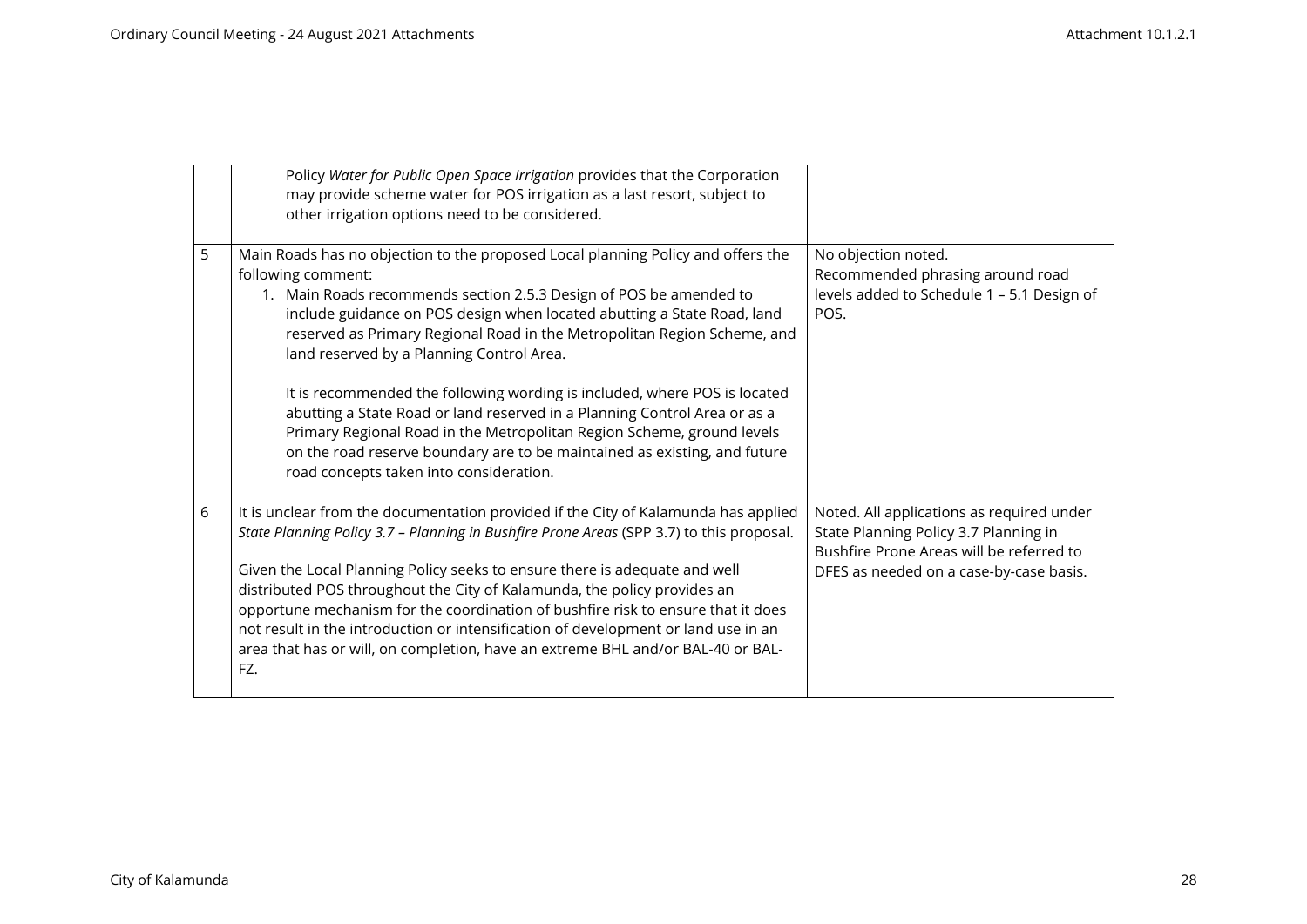| | | |
|---|---|---|
| | Policy *Water for Public Open Space Irrigation* provides that the Corporation may provide scheme water for POS irrigation as a last resort, subject to other irrigation options need to be considered. | |
| 5 | Main Roads has no objection to the proposed Local planning Policy and offers the following comment:<br>1. Main Roads recommends section 2.5.3 Design of POS be amended to include guidance on POS design when located abutting a State Road, land reserved as Primary Regional Road in the Metropolitan Region Scheme, and land reserved by a Planning Control Area.<br><br>It is recommended the following wording is included, where POS is located abutting a State Road or land reserved in a Planning Control Area or as a Primary Regional Road in the Metropolitan Region Scheme, ground levels on the road reserve boundary are to be maintained as existing, and future road concepts taken into consideration. | No objection noted.<br>Recommended phrasing around road levels added to Schedule 1 – 5.1 Design of POS. |
| 6 | It is unclear from the documentation provided if the City of Kalamunda has applied *State Planning Policy 3.7 – Planning in Bushfire Prone Areas* (SPP 3.7) to this proposal.<br><br>Given the Local Planning Policy seeks to ensure there is adequate and well distributed POS throughout the City of Kalamunda, the policy provides an opportune mechanism for the coordination of bushfire risk to ensure that it does not result in the introduction or intensification of development or land use in an area that has or will, on completion, have an extreme BHL and/or BAL-40 or BAL-FZ. | Noted. All applications as required under State Planning Policy 3.7 Planning in Bushfire Prone Areas will be referred to DFES as needed on a case-by-case basis. |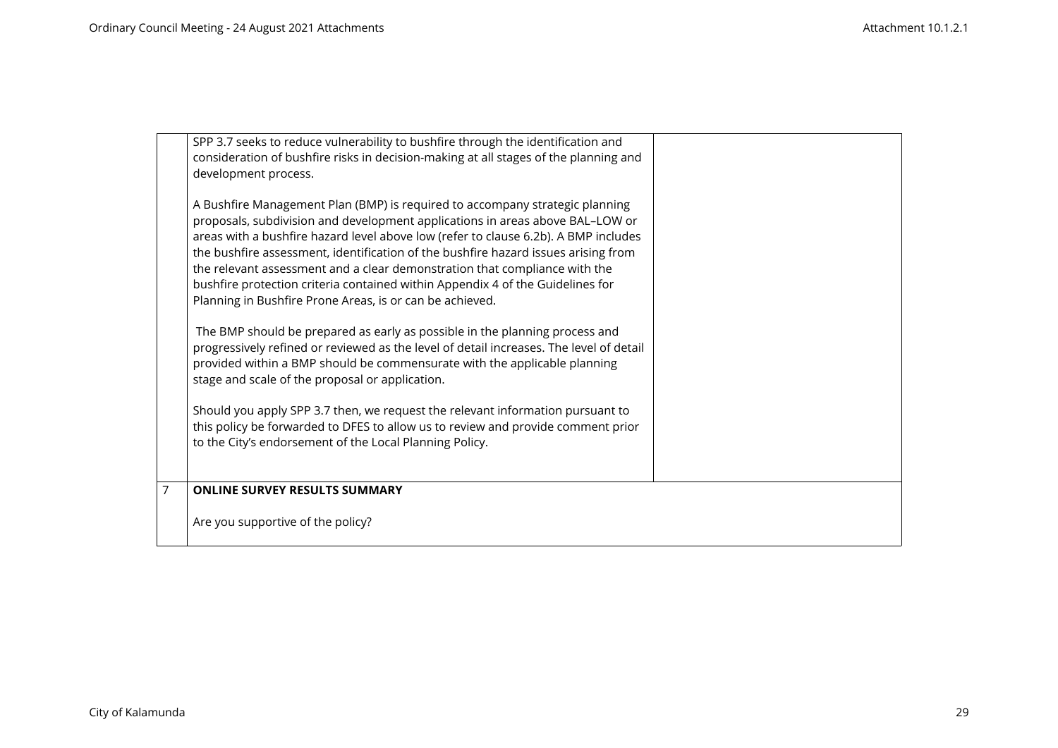| | | |
|---|---|---|
| | SPP 3.7 seeks to reduce vulnerability to bushfire through the identification and consideration of bushfire risks in decision-making at all stages of the planning and development process.<br><br>A Bushfire Management Plan (BMP) is required to accompany strategic planning proposals, subdivision and development applications in areas above BAL–LOW or areas with a bushfire hazard level above low (refer to clause 6.2b). A BMP includes the bushfire assessment, identification of the bushfire hazard issues arising from the relevant assessment and a clear demonstration that compliance with the bushfire protection criteria contained within Appendix 4 of the Guidelines for Planning in Bushfire Prone Areas, is or can be achieved.<br><br>The BMP should be prepared as early as possible in the planning process and progressively refined or reviewed as the level of detail increases. The level of detail provided within a BMP should be commensurate with the applicable planning stage and scale of the proposal or application.<br><br>Should you apply SPP 3.7 then, we request the relevant information pursuant to this policy be forwarded to DFES to allow us to review and provide comment prior to the City's endorsement of the Local Planning Policy. | |
| 7 | **ONLINE SURVEY RESULTS SUMMARY**<br><br>Are you supportive of the policy? | |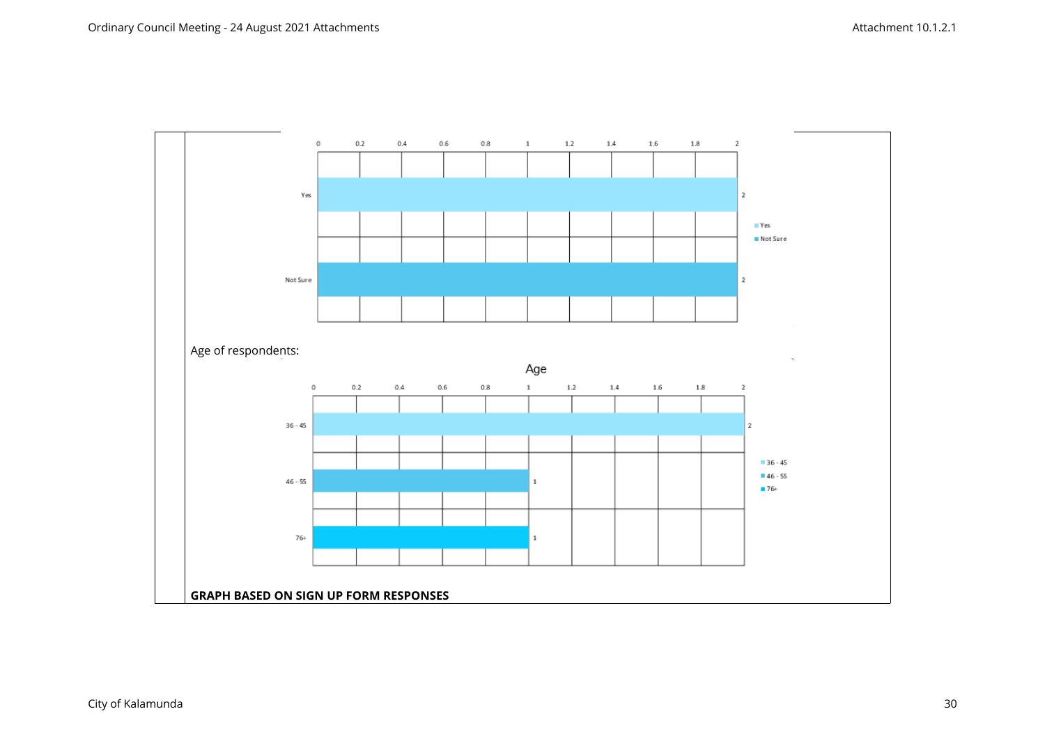| Response | Count |
| --- | --- |
| Yes | 2 |
| Not Sure | 2 |

Age of respondents:

**Age**

| Age | Count |
| --- | --- |
| 36 - 45 | 2 |
| 46 - 55 | 1 |
| 76+ | 1 |

**GRAPH BASED ON SIGN UP FORM RESPONSES**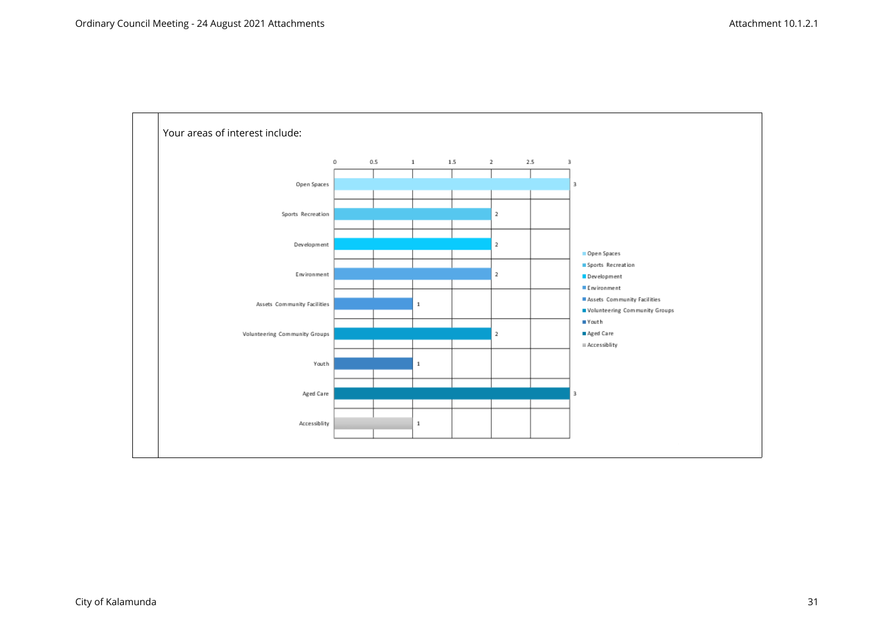Your areas of interest include:

| Area of interest | Count |
|---|---|
| Open Spaces | 3 |
| Sports Recreation | 2 |
| Development | 2 |
| Environment | 2 |
| Assets Community Facilities | 1 |
| Volunteering Community Groups | 2 |
| Youth | 1 |
| Aged Care | 3 |
| Accessiblity | 1 |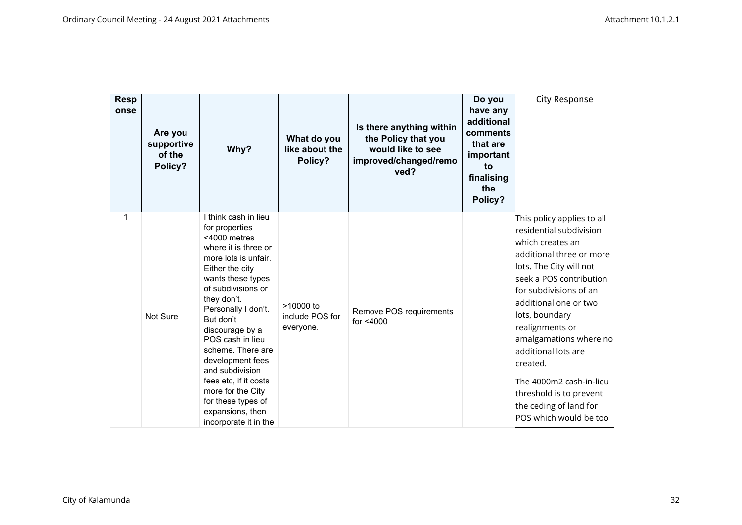| Response | Are you supportive of the Policy? | Why? | What do you like about the Policy? | Is there anything within the Policy that you would like to see improved/changed/removed? | Do you have any additional comments that are important to finalising the Policy? | City Response |
|---|---|---|---|---|---|---|
| 1 | Not Sure | I think cash in lieu for properties <4000 metres where it is three or more lots is unfair. Either the city wants these types of subdivisions or they don't. Personally I don't. But don't discourage by a POS cash in lieu scheme. There are development fees and subdivision fees etc, if it costs more for the City for these types of expansions, then incorporate it in the | >10000 to include POS for everyone. | Remove POS requirements for <4000 | | This policy applies to all residential subdivision which creates an additional three or more lots. The City will not seek a POS contribution for subdivisions of an additional one or two lots, boundary realignments or amalgamations where no additional lots are created. The 4000m2 cash-in-lieu threshold is to prevent the ceding of land for POS which would be too |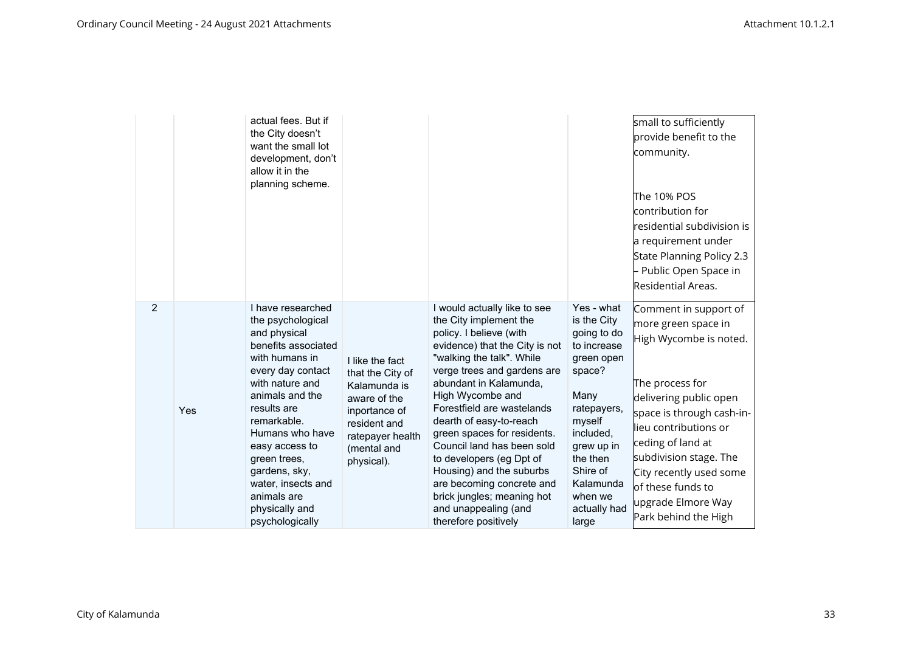| | | | | | | |
|---|---|---|---|---|---|---|
| | | actual fees. But if the City doesn't want the small lot development, don't allow it in the planning scheme. | | | | small to sufficiently provide benefit to the community.<br><br>The 10% POS contribution for residential subdivision is a requirement under State Planning Policy 2.3 – Public Open Space in Residential Areas. |
| 2 | Yes | I have researched the psychological and physical benefits associated with humans in every day contact with nature and animals and the results are remarkable. Humans who have easy access to green trees, gardens, sky, water, insects and animals are physically and psychologically | I like the fact that the City of Kalamunda is aware of the inportance of resident and ratepayer health (mental and physical). | I would actually like to see the City implement the policy. I believe (with evidence) that the City is not "walking the talk". While verge trees and gardens are abundant in Kalamunda, High Wycombe and Forestfield are wastelands dearth of easy-to-reach green spaces for residents. Council land has been sold to developers (eg Dpt of Housing) and the suburbs are becoming concrete and brick jungles; meaning hot and unappealing (and therefore positively | Yes - what is the City going to do to increase green open space?<br><br>Many ratepayers, myself included, grew up in the then Shire of Kalamunda when we actually had large | Comment in support of more green space in High Wycombe is noted.<br><br>The process for delivering public open space is through cash-in-lieu contributions or ceding of land at subdivision stage. The City recently used some of these funds to upgrade Elmore Way Park behind the High |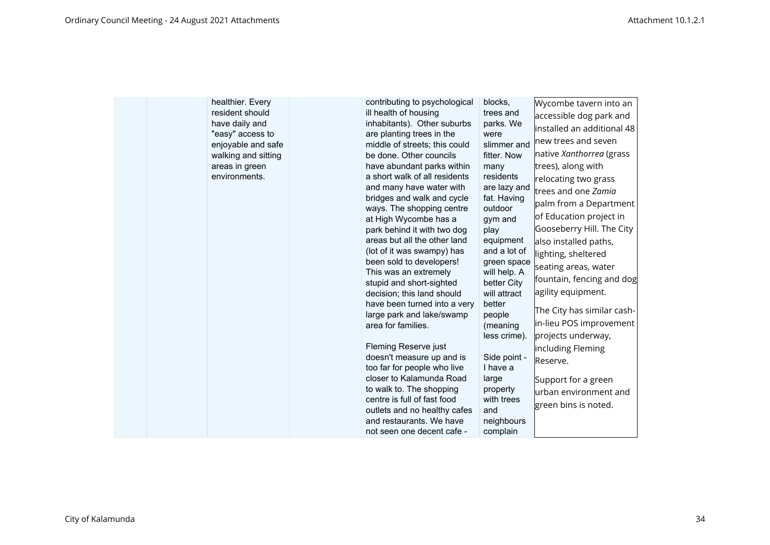| | | | | | | |
|---|---|---|---|---|---|---|
| | | healthier. Every resident should have daily and "easy" access to enjoyable and safe walking and sitting areas in green environments. | | contributing to psychological ill health of housing inhabitants). Other suburbs are planting trees in the middle of streets; this could be done. Other councils have abundant parks within a short walk of all residents and many have water with bridges and walk and cycle ways. The shopping centre at High Wycombe has a park behind it with two dog areas but all the other land (lot of it was swampy) has been sold to developers! This was an extremely stupid and short-sighted decision; this land should have been turned into a very large park and lake/swamp area for families.<br><br>Fleming Reserve just doesn't measure up and is too far for people who live closer to Kalamunda Road to walk to. The shopping centre is full of fast food outlets and no healthy cafes and restaurants. We have not seen one decent cafe - | blocks, trees and parks. We were slimmer and fitter. Now many residents are lazy and fat. Having outdoor gym and play equipment and a lot of green space will help. A better City will attract better people (meaning less crime).<br><br>Side point - I have a large property with trees and neighbours complain | Wycombe tavern into an accessible dog park and installed an additional 48 new trees and seven native *Xanthorrea* (grass trees), along with relocating two grass trees and one *Zamia* palm from a Department of Education project in Gooseberry Hill. The City also installed paths, lighting, sheltered seating areas, water fountain, fencing and dog agility equipment.<br><br>The City has similar cash-in-lieu POS improvement projects underway, including Fleming Reserve.<br><br>Support for a green urban environment and green bins is noted. |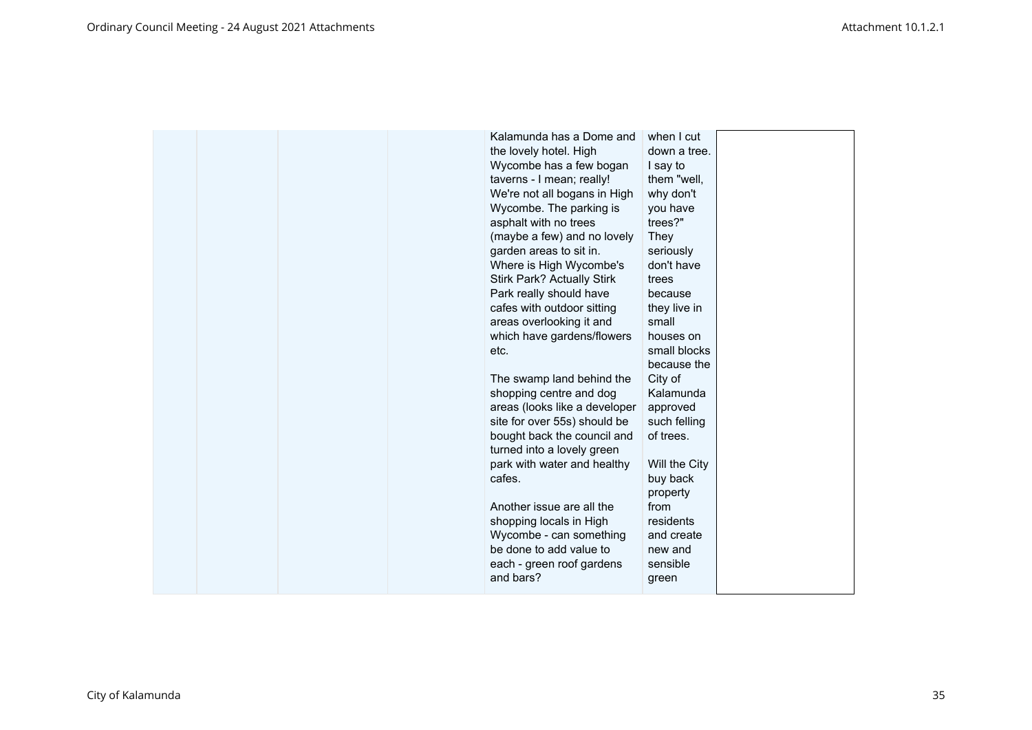| | | | | Kalamunda has a Dome and the lovely hotel. High Wycombe has a few bogan taverns - I mean; really! We're not all bogans in High Wycombe. The parking is asphalt with no trees (maybe a few) and no lovely garden areas to sit in. Where is High Wycombe's Stirk Park? Actually Stirk Park really should have cafes with outdoor sitting areas overlooking it and which have gardens/flowers etc.<br><br>The swamp land behind the shopping centre and dog areas (looks like a developer site for over 55s) should be bought back the council and turned into a lovely green park with water and healthy cafes.<br><br>Another issue are all the shopping locals in High Wycombe - can something be done to add value to each - green roof gardens and bars? | when I cut down a tree. I say to them "well, why don't you have trees?" They seriously don't have trees because they live in small houses on small blocks because the City of Kalamunda approved such felling of trees.<br><br>Will the City buy back property from residents and create new and sensible green | |
|---|---|---|---|---|---|---|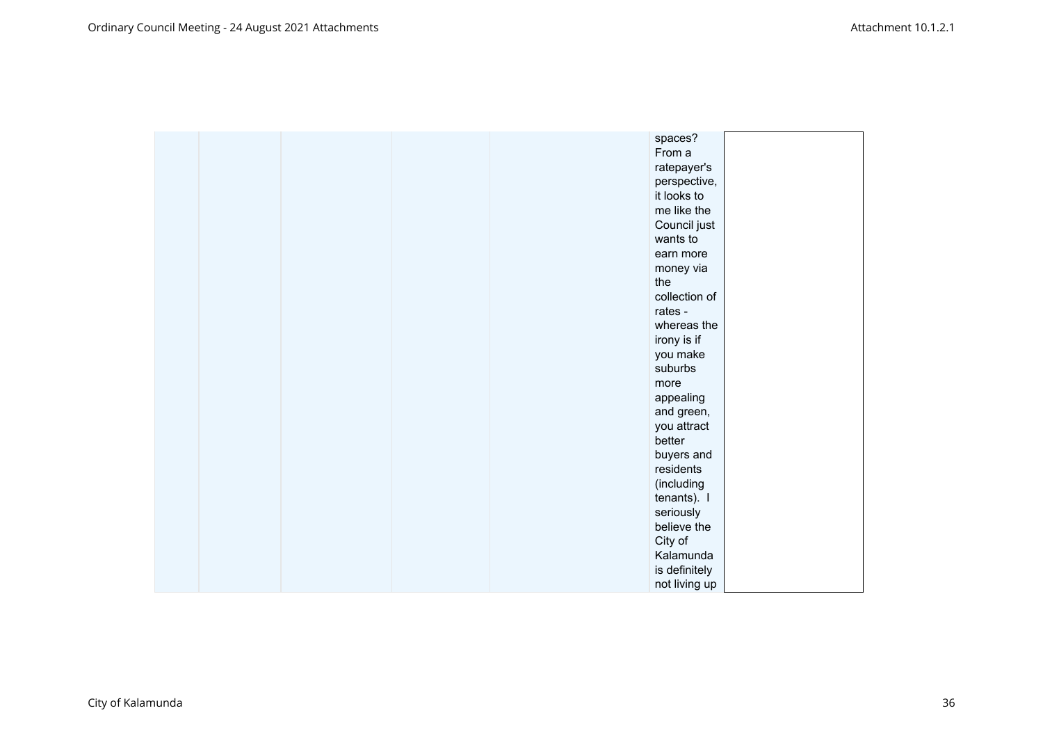|  |  |  |  |  | spaces? From a ratepayer's perspective, it looks to me like the Council just wants to earn more money via the collection of rates - whereas the irony is if you make suburbs more appealing and green, you attract better buyers and residents (including tenants). I seriously believe the City of Kalamunda is definitely not living up |  |
|---|---|---|---|---|---|---|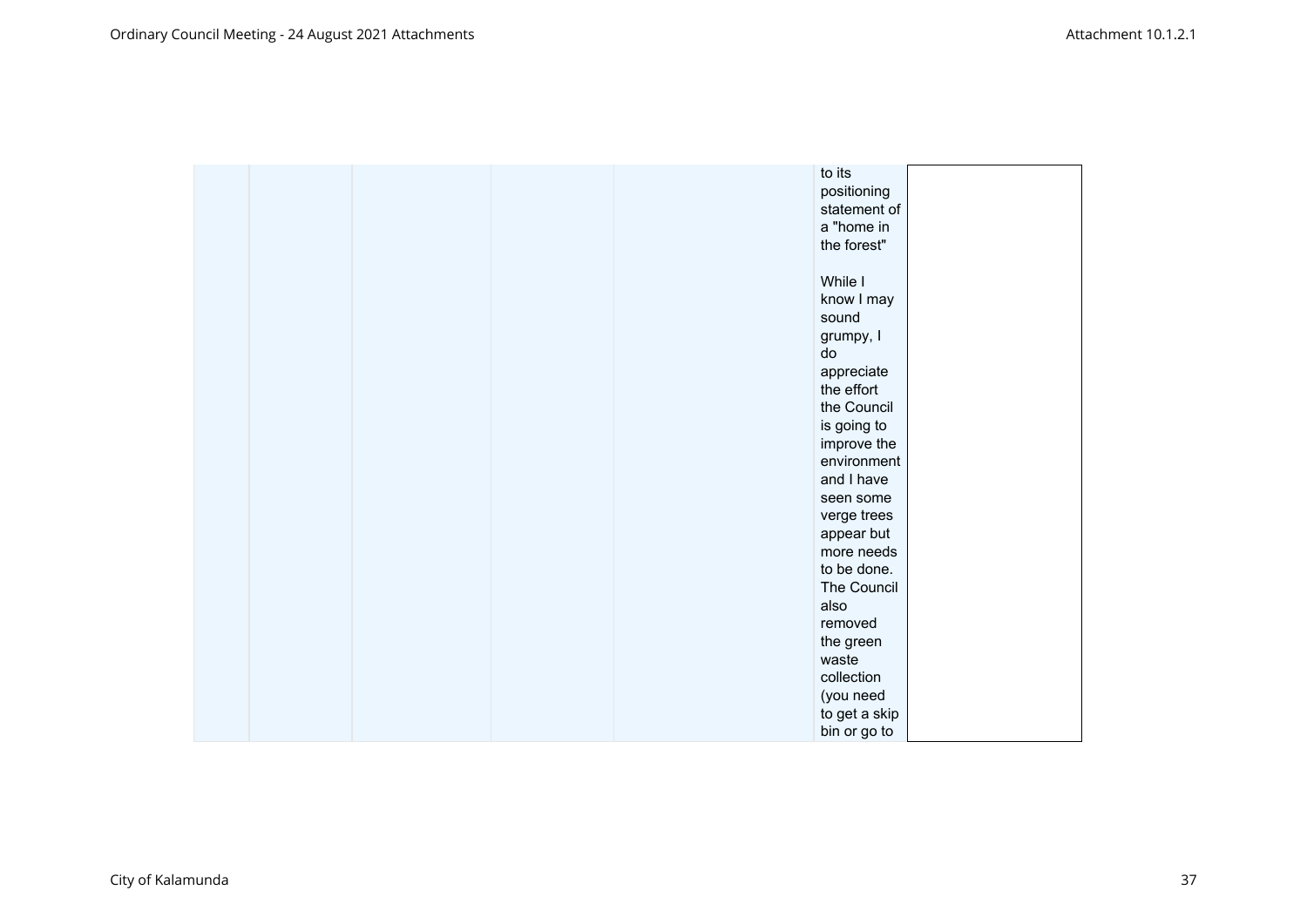|  |  |  |  |  |  |  |
|---|---|---|---|---|---|---|
|  |  |  |  |  | to its positioning statement of a "home in the forest"<br><br>While I know I may sound grumpy, I do appreciate the effort the Council is going to improve the environment and I have seen some verge trees appear but more needs to be done. The Council also removed the green waste collection (you need to get a skip bin or go to |  |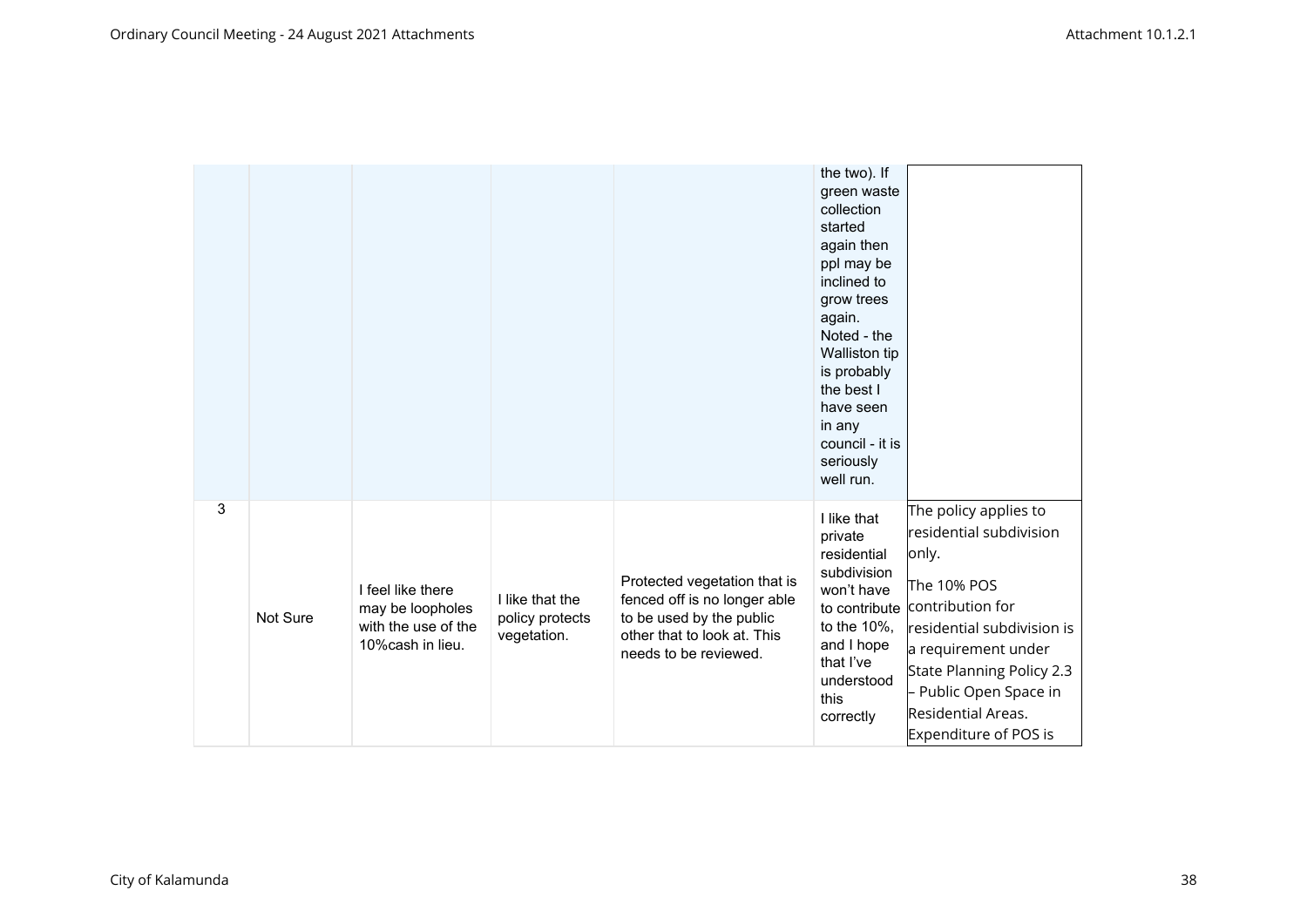| | | | | | | |
|---|---|---|---|---|---|---|
| | | | | | the two). If green waste collection started again then ppl may be inclined to grow trees again. Noted - the Walliston tip is probably the best I have seen in any council - it is seriously well run. | |
| 3 | Not Sure | I feel like there may be loopholes with the use of the 10%cash in lieu. | I like that the policy protects vegetation. | Protected vegetation that is fenced off is no longer able to be used by the public other that to look at. This needs to be reviewed. | I like that private residential subdivision won't have to contribute to the 10%, and I hope that I've understood this correctly | The policy applies to residential subdivision only.<br><br>The 10% POS contribution for residential subdivision is a requirement under State Planning Policy 2.3 – Public Open Space in Residential Areas. Expenditure of POS is |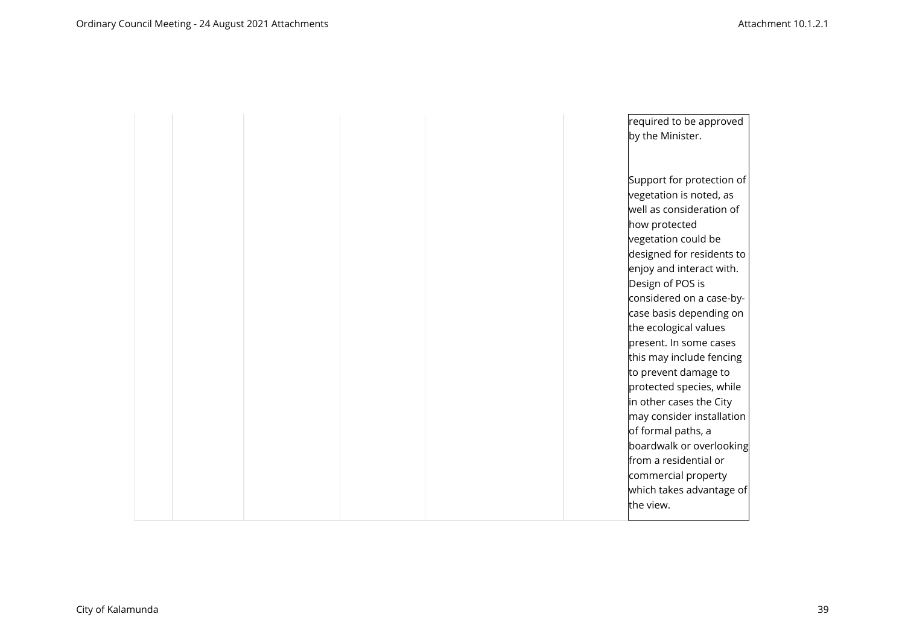| | | | | | | |
|---|---|---|---|---|---|---|
| | | | | | | required to be approved by the Minister.<br><br>Support for protection of vegetation is noted, as well as consideration of how protected vegetation could be designed for residents to enjoy and interact with. Design of POS is considered on a case-by-case basis depending on the ecological values present. In some cases this may include fencing to prevent damage to protected species, while in other cases the City may consider installation of formal paths, a boardwalk or overlooking from a residential or commercial property which takes advantage of the view. |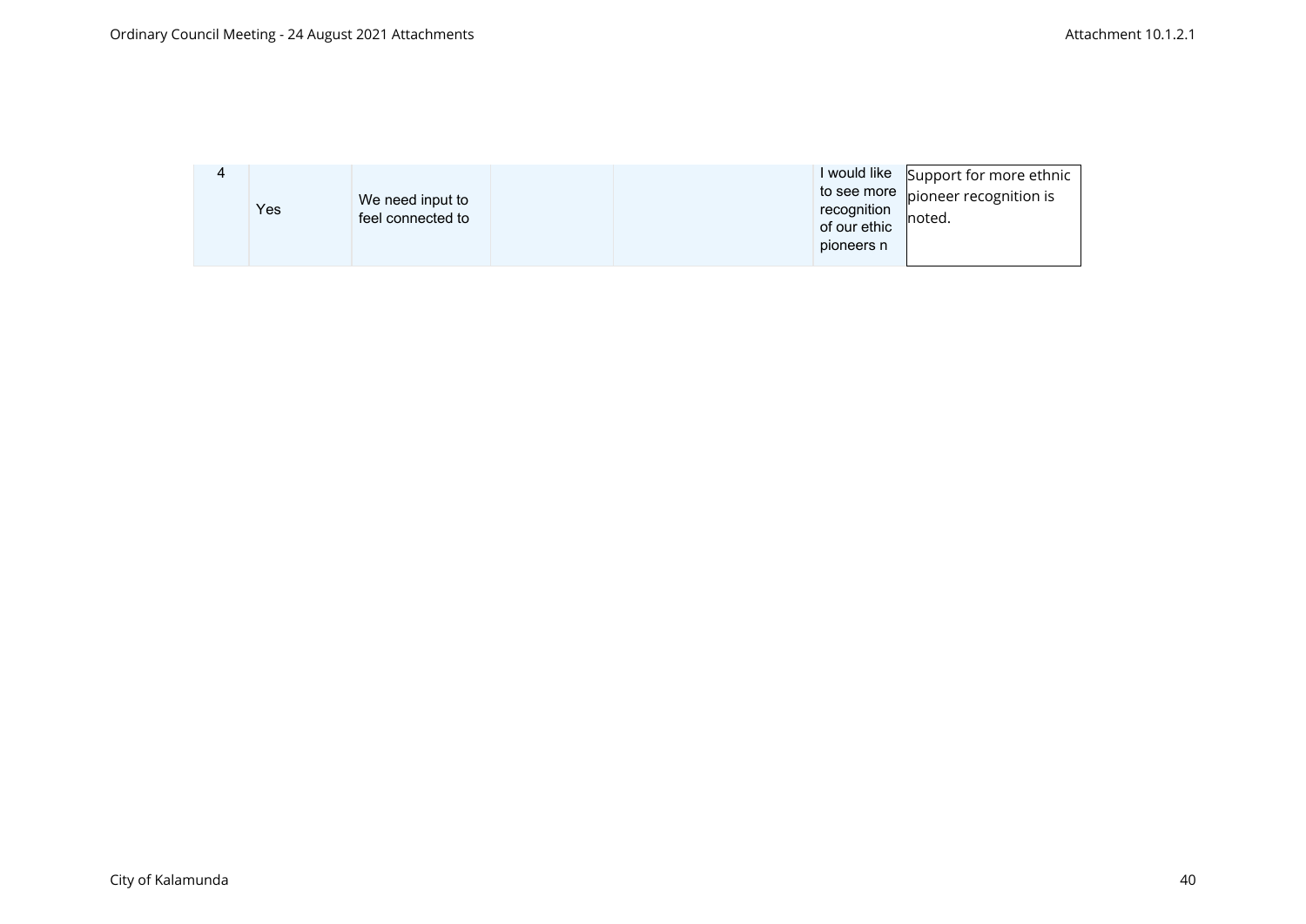| | | | | | | |
|---|---|---|---|---|---|---|
| 4 | Yes | We need input to feel connected to | | | I would like to see more recognition of our ethic pioneers n | Support for more ethnic pioneer recognition is noted. |